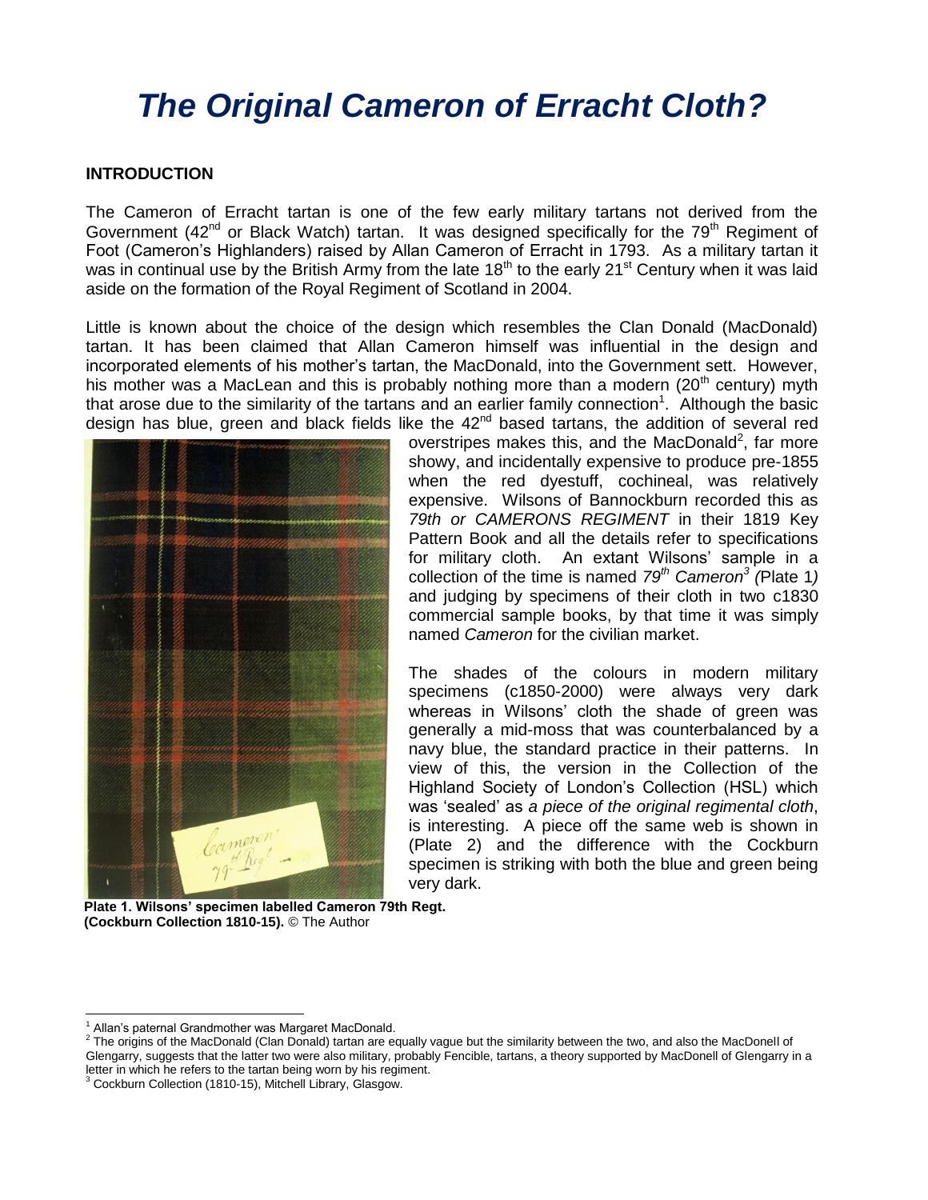# *The Original Cameron of Erracht Cloth?*

## INTRODUCTION

The Cameron of Erracht tartan is one of the few early military tartans not derived from the Government (42nd or Black Watch) tartan. It was designed specifically for the 79th Regiment of Foot (Cameron's Highlanders) raised by Allan Cameron of Erracht in 1793. As a military tartan it was in continual use by the British Army from the late 18th to the early 21st Century when it was laid aside on the formation of the Royal Regiment of Scotland in 2004.

Little is known about the choice of the design which resembles the Clan Donald (MacDonald) tartan. It has been claimed that Allan Cameron himself was influential in the design and incorporated elements of his mother's tartan, the MacDonald, into the Government sett. However, his mother was a MacLean and this is probably nothing more than a modern (20th century) myth that arose due to the similarity of the tartans and an earlier family connection[1]. Although the basic design has blue, green and black fields like the 42nd based tartans, the addition of several red overstripes makes this, and the MacDonald[2], far more showy, and incidentally expensive to produce pre-1855 when the red dyestuff, cochineal, was relatively expensive. Wilsons of Bannockburn recorded this as *79th or CAMERONS REGIMENT* in their 1819 Key Pattern Book and all the details refer to specifications for military cloth. An extant Wilsons' sample in a collection of the time is named *79th Cameron*[3] (Plate 1) and judging by specimens of their cloth in two c1830 commercial sample books, by that time it was simply named *Cameron* for the civilian market.

**Plate 1. Wilsons' specimen labelled Cameron 79th Regt. (Cockburn Collection 1810-15).** © The Author

The shades of the colours in modern military specimens (c1850-2000) were always very dark whereas in Wilsons' cloth the shade of green was generally a mid-moss that was counterbalanced by a navy blue, the standard practice in their patterns. In view of this, the version in the Collection of the Highland Society of London's Collection (HSL) which was 'sealed' as *a piece of the original regimental cloth*, is interesting. A piece off the same web is shown in (Plate 2) and the difference with the Cockburn specimen is striking with both the blue and green being very dark.

---

[1] Allan's paternal Grandmother was Margaret MacDonald.

[2] The origins of the MacDonald (Clan Donald) tartan are equally vague but the similarity between the two, and also the MacDonell of Glengarry, suggests that the latter two were also military, probably Fencible, tartans, a theory supported by MacDonell of Glengarry in a letter in which he refers to the tartan being worn by his regiment.

[3] Cockburn Collection (1810-15), Mitchell Library, Glasgow.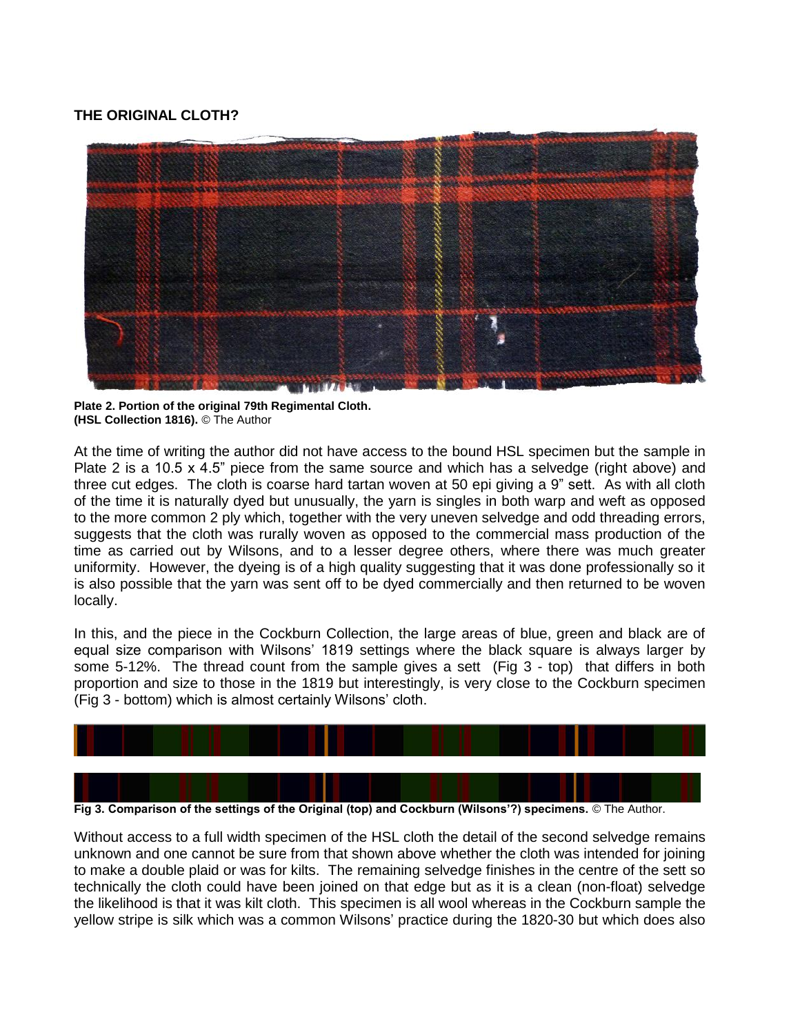## THE ORIGINAL CLOTH?

**Plate 2. Portion of the original 79th Regimental Cloth. (HSL Collection 1816).** © The Author

At the time of writing the author did not have access to the bound HSL specimen but the sample in Plate 2 is a 10.5 x 4.5" piece from the same source and which has a selvedge (right above) and three cut edges. The cloth is coarse hard tartan woven at 50 epi giving a 9" sett. As with all cloth of the time it is naturally dyed but unusually, the yarn is singles in both warp and weft as opposed to the more common 2 ply which, together with the very uneven selvedge and odd threading errors, suggests that the cloth was rurally woven as opposed to the commercial mass production of the time as carried out by Wilsons, and to a lesser degree others, where there was much greater uniformity. However, the dyeing is of a high quality suggesting that it was done professionally so it is also possible that the yarn was sent off to be dyed commercially and then returned to be woven locally.

In this, and the piece in the Cockburn Collection, the large areas of blue, green and black are of equal size comparison with Wilsons' 1819 settings where the black square is always larger by some 5-12%. The thread count from the sample gives a sett (Fig 3 - top) that differs in both proportion and size to those in the 1819 but interestingly, is very close to the Cockburn specimen (Fig 3 - bottom) which is almost certainly Wilsons' cloth.

**Fig 3. Comparison of the settings of the Original (top) and Cockburn (Wilsons'?) specimens.** © The Author.

Without access to a full width specimen of the HSL cloth the detail of the second selvedge remains unknown and one cannot be sure from that shown above whether the cloth was intended for joining to make a double plaid or was for kilts. The remaining selvedge finishes in the centre of the sett so technically the cloth could have been joined on that edge but as it is a clean (non-float) selvedge the likelihood is that it was kilt cloth. This specimen is all wool whereas in the Cockburn sample the yellow stripe is silk which was a common Wilsons' practice during the 1820-30 but which does also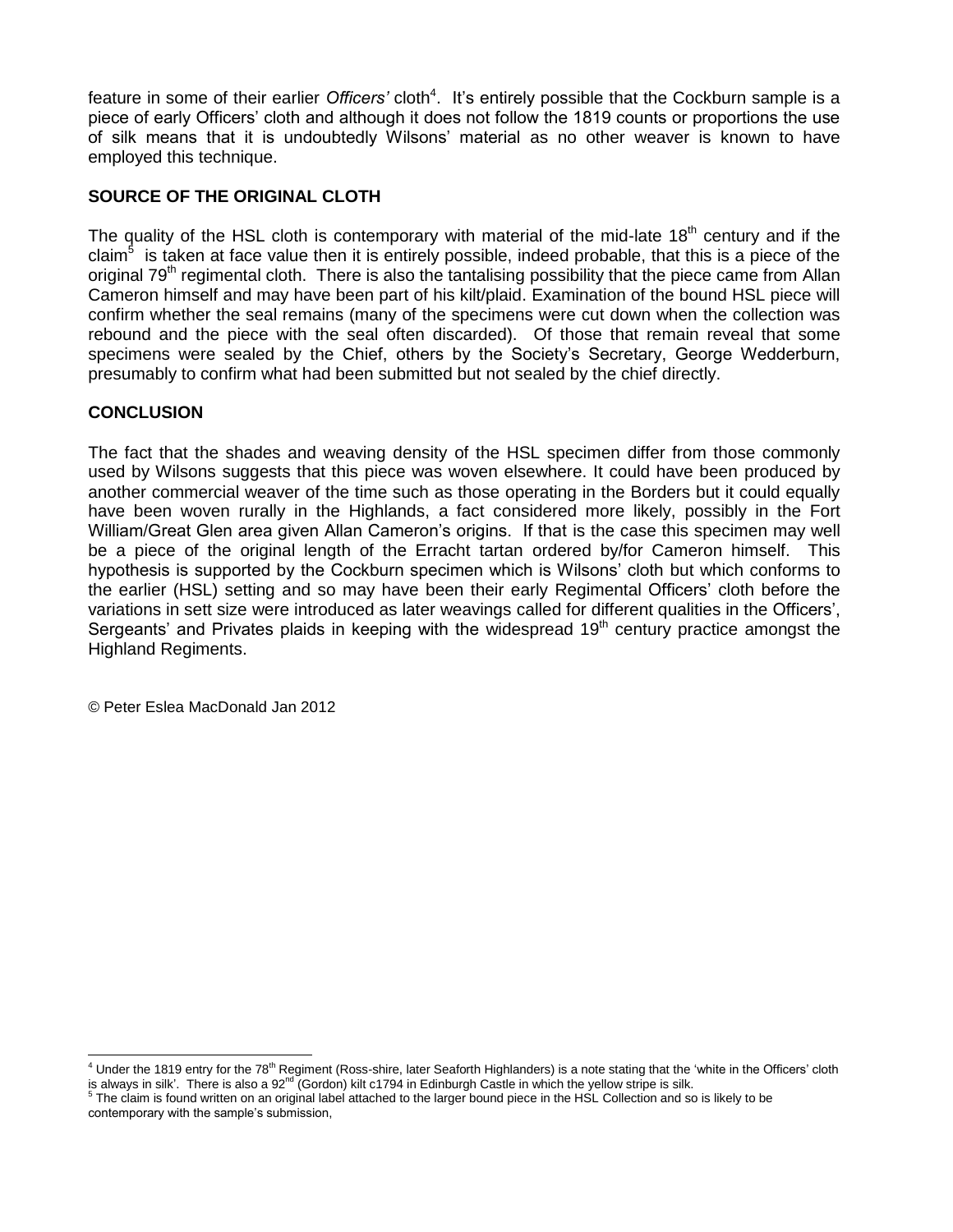feature in some of their earlier *Officers'* cloth[4]. It's entirely possible that the Cockburn sample is a piece of early Officers' cloth and although it does not follow the 1819 counts or proportions the use of silk means that it is undoubtedly Wilsons' material as no other weaver is known to have employed this technique.

## SOURCE OF THE ORIGINAL CLOTH

The quality of the HSL cloth is contemporary with material of the mid-late 18th century and if the claim[5] is taken at face value then it is entirely possible, indeed probable, that this is a piece of the original 79th regimental cloth. There is also the tantalising possibility that the piece came from Allan Cameron himself and may have been part of his kilt/plaid. Examination of the bound HSL piece will confirm whether the seal remains (many of the specimens were cut down when the collection was rebound and the piece with the seal often discarded). Of those that remain reveal that some specimens were sealed by the Chief, others by the Society's Secretary, George Wedderburn, presumably to confirm what had been submitted but not sealed by the chief directly.

## CONCLUSION

The fact that the shades and weaving density of the HSL specimen differ from those commonly used by Wilsons suggests that this piece was woven elsewhere. It could have been produced by another commercial weaver of the time such as those operating in the Borders but it could equally have been woven rurally in the Highlands, a fact considered more likely, possibly in the Fort William/Great Glen area given Allan Cameron's origins. If that is the case this specimen may well be a piece of the original length of the Erracht tartan ordered by/for Cameron himself. This hypothesis is supported by the Cockburn specimen which is Wilsons' cloth but which conforms to the earlier (HSL) setting and so may have been their early Regimental Officers' cloth before the variations in sett size were introduced as later weavings called for different qualities in the Officers', Sergeants' and Privates plaids in keeping with the widespread 19th century practice amongst the Highland Regiments.

© Peter Eslea MacDonald Jan 2012

---

[4] Under the 1819 entry for the 78th Regiment (Ross-shire, later Seaforth Highlanders) is a note stating that the 'white in the Officers' cloth is always in silk'. There is also a 92nd (Gordon) kilt c1794 in Edinburgh Castle in which the yellow stripe is silk.

[5] The claim is found written on an original label attached to the larger bound piece in the HSL Collection and so is likely to be contemporary with the sample's submission,